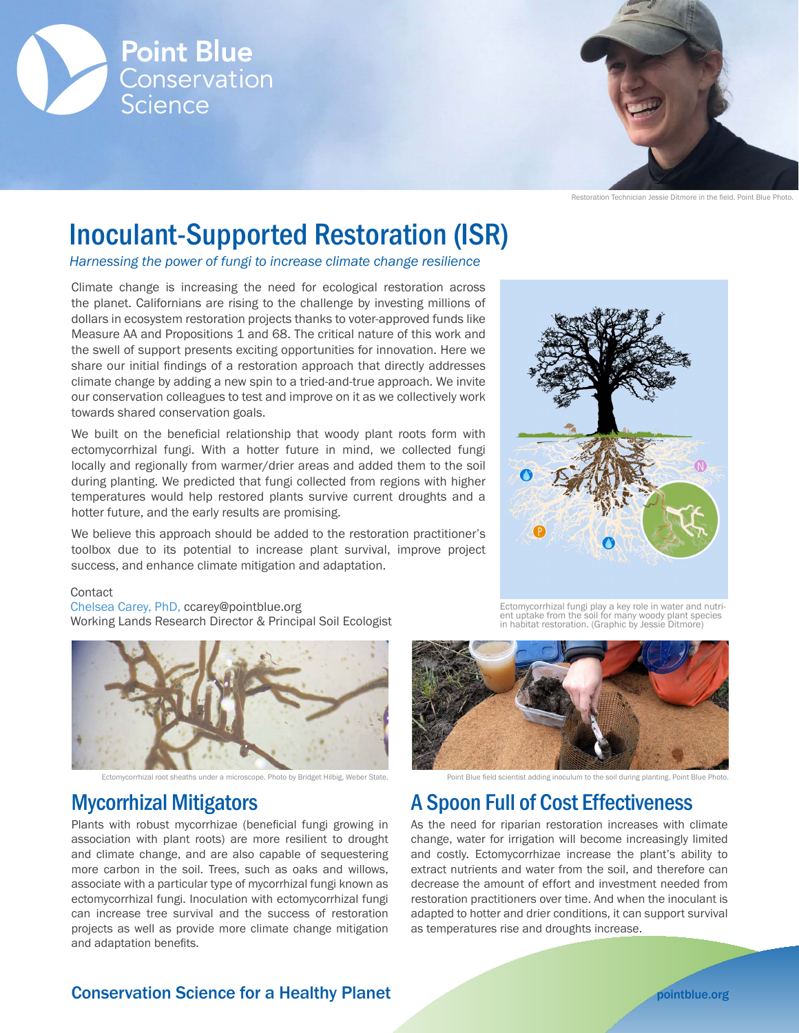Point Blue Conservation Science

Restoration Technician Jessie Ditmore in the field. Point Blue Photo.

# Inoculant-Supported Restoration (ISR)

*Harnessing the power of fungi to increase climate change resilience*

Climate change is increasing the need for ecological restoration across the planet. Californians are rising to the challenge by investing millions of dollars in ecosystem restoration projects thanks to voter-approved funds like Measure AA and Propositions 1 and 68. The critical nature of this work and the swell of support presents exciting opportunities for innovation. Here we share our initial findings of a restoration approach that directly addresses climate change by adding a new spin to a tried-and-true approach. We invite our conservation colleagues to test and improve on it as we collectively work towards shared conservation goals.

We built on the beneficial relationship that woody plant roots form with ectomycorrhizal fungi. With a hotter future in mind, we collected fungi locally and regionally from warmer/drier areas and added them to the soil during planting. We predicted that fungi collected from regions with higher temperatures would help restored plants survive current droughts and a hotter future, and the early results are promising.

We believe this approach should be added to the restoration practitioner's toolbox due to its potential to increase plant survival, improve project success, and enhance climate mitigation and adaptation.

Contact
Chelsea Carey, PhD, ccarey@pointblue.org
Working Lands Research Director & Principal Soil Ecologist

Ectomycorrhizal fungi play a key role in water and nutrient uptake from the soil for many woody plant species in habitat restoration. (Graphic by Jessie Ditmore)

Ectomycorrhizal root sheaths under a microscope. Photo by Bridget Hilbig, Weber State.

Point Blue field scientist adding inoculum to the soil during planting. Point Blue Photo.

## Mycorrhizal Mitigators

Plants with robust mycorrhizae (beneficial fungi growing in association with plant roots) are more resilient to drought and climate change, and are also capable of sequestering more carbon in the soil. Trees, such as oaks and willows, associate with a particular type of mycorrhizal fungi known as ectomycorrhizal fungi. Inoculation with ectomycorrhizal fungi can increase tree survival and the success of restoration projects as well as provide more climate change mitigation and adaptation benefits.

## A Spoon Full of Cost Effectiveness

As the need for riparian restoration increases with climate change, water for irrigation will become increasingly limited and costly. Ectomycorrhizae increase the plant's ability to extract nutrients and water from the soil, and therefore can decrease the amount of effort and investment needed from restoration practitioners over time. And when the inoculant is adapted to hotter and drier conditions, it can support survival as temperatures rise and droughts increase.

**Conservation Science for a Healthy Planet**

pointblue.org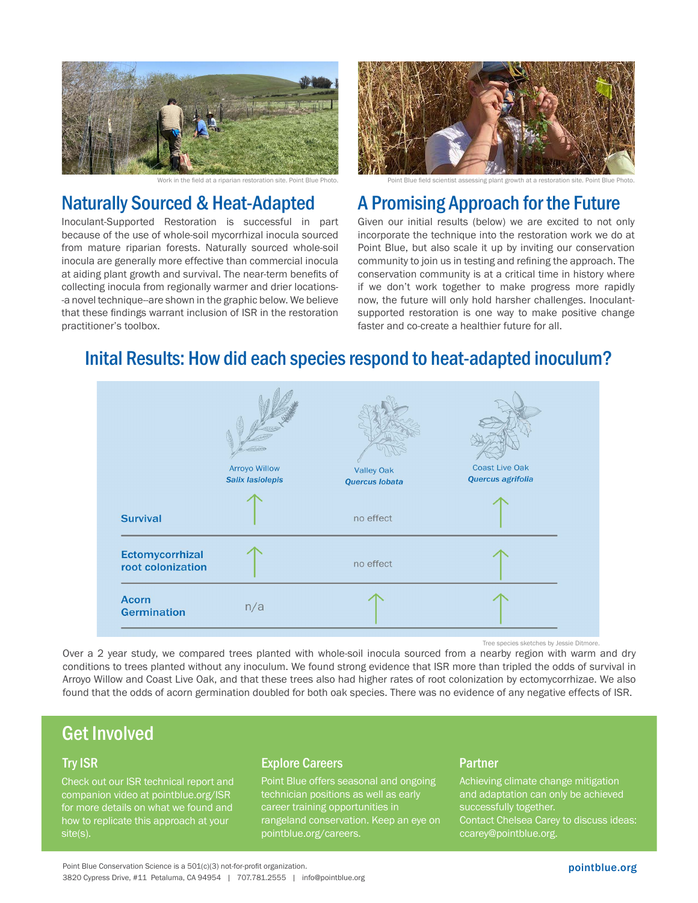Work in the field at a riparian restoration site. Point Blue Photo.

Point Blue field scientist assessing plant growth at a restoration site. Point Blue Photo.

## Naturally Sourced & Heat-Adapted

Inoculant-Supported Restoration is successful in part because of the use of whole-soil mycorrhizal inocula sourced from mature riparian forests. Naturally sourced whole-soil inocula are generally more effective than commercial inocula at aiding plant growth and survival. The near-term benefits of collecting inocula from regionally warmer and drier locations--a novel technique--are shown in the graphic below. We believe that these findings warrant inclusion of ISR in the restoration practitioner's toolbox.

## A Promising Approach for the Future

Given our initial results (below) we are excited to not only incorporate the technique into the restoration work we do at Point Blue, but also scale it up by inviting our conservation community to join us in testing and refining the approach. The conservation community is at a critical time in history where if we don't work together to make progress more rapidly now, the future will only hold harsher challenges. Inoculant-supported restoration is one way to make positive change faster and co-create a healthier future for all.

## Inital Results: How did each species respond to heat-adapted inoculum?

| | Arroyo Willow *Salix lasiolepis* | Valley Oak *Quercus lobata* | Coast Live Oak *Quercus agrifolia* |
|---|---|---|---|
| **Survival** | ↑ | no effect | ↑ |
| **Ectomycorrhizal root colonization** | ↑ | no effect | ↑ |
| **Acorn Germination** | n/a | ↑ | ↑ |

Tree species sketches by Jessie Ditmore.

Over a 2 year study, we compared trees planted with whole-soil inocula sourced from a nearby region with warm and dry conditions to trees planted without any inoculum. We found strong evidence that ISR more than tripled the odds of survival in Arroyo Willow and Coast Live Oak, and that these trees also had higher rates of root colonization by ectomycorrhizae. We also found that the odds of acorn germination doubled for both oak species. There was no evidence of any negative effects of ISR.

## Get Involved

### Try ISR

Check out our ISR technical report and companion video at pointblue.org/ISR for more details on what we found and how to replicate this approach at your site(s).

### Explore Careers

Point Blue offers seasonal and ongoing technician positions as well as early career training opportunities in rangeland conservation. Keep an eye on pointblue.org/careers.

### Partner

Achieving climate change mitigation and adaptation can only be achieved successfully together.
Contact Chelsea Carey to discuss ideas: ccarey@pointblue.org.

Point Blue Conservation Science is a 501(c)(3) not-for-profit organization.
3820 Cypress Drive, #11 Petaluma, CA 94954 | 707.781.2555 | info@pointblue.org

pointblue.org